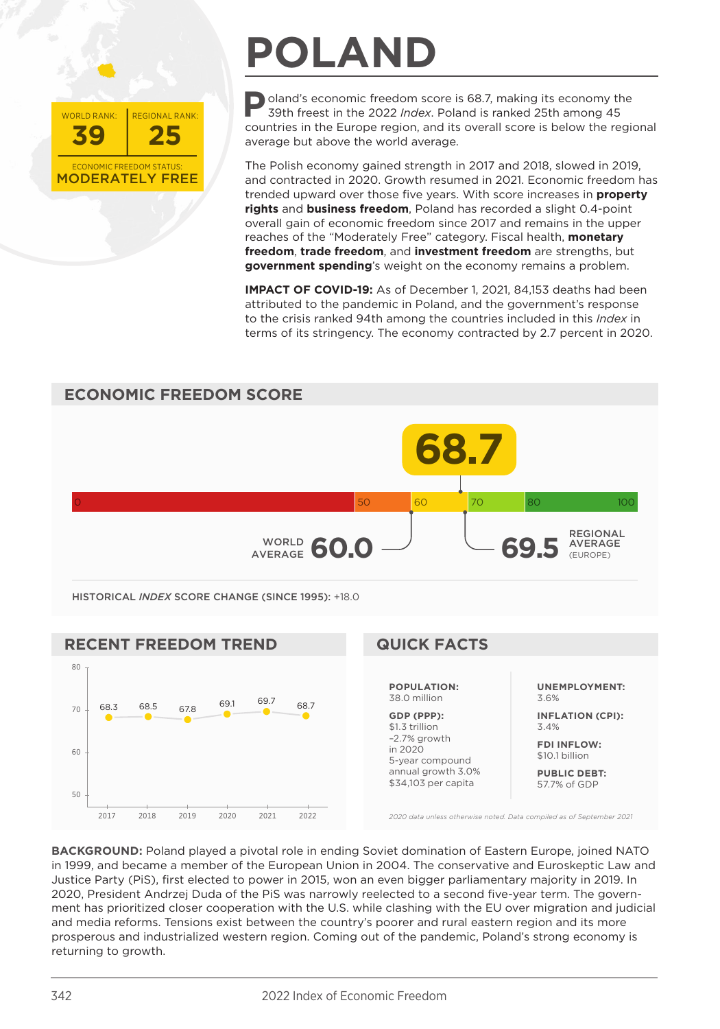# POLAND

WORLD RANK: **39** | REGIONAL RANK: **25**

ECONOMIC FREEDOM STATUS: **MODERATELY FREE**

Poland's economic freedom score is 68.7, making its economy the 39th freest in the 2022 *Index*. Poland is ranked 25th among 45 countries in the Europe region, and its overall score is below the regional average but above the world average.

The Polish economy gained strength in 2017 and 2018, slowed in 2019, and contracted in 2020. Growth resumed in 2021. Economic freedom has trended upward over those five years. With score increases in **property rights** and **business freedom**, Poland has recorded a slight 0.4-point overall gain of economic freedom since 2017 and remains in the upper reaches of the "Moderately Free" category. Fiscal health, **monetary freedom**, **trade freedom**, and **investment freedom** are strengths, but **government spending**'s weight on the economy remains a problem.

**IMPACT OF COVID-19:** As of December 1, 2021, 84,153 deaths had been attributed to the pandemic in Poland, and the government's response to the crisis ranked 94th among the countries included in this *Index* in terms of its stringency. The economy contracted by 2.7 percent in 2020.

## ECONOMIC FREEDOM SCORE

**68.7**

WORLD AVERAGE **60.0**

REGIONAL AVERAGE (EUROPE) **69.5**

HISTORICAL *INDEX* SCORE CHANGE (SINCE 1995): +18.0

## RECENT FREEDOM TREND

| 2017 | 2018 | 2019 | 2020 | 2021 | 2022 |
|---|---|---|---|---|---|
| 68.3 | 68.5 | 67.8 | 69.1 | 69.7 | 68.7 |

## QUICK FACTS

**POPULATION:**
38.0 million

**GDP (PPP):**
$1.3 trillion
–2.7% growth in 2020
5-year compound annual growth 3.0%
$34,103 per capita

**UNEMPLOYMENT:**
3.6%

**INFLATION (CPI):**
3.4%

**FDI INFLOW:**
$10.1 billion

**PUBLIC DEBT:**
57.7% of GDP

*2020 data unless otherwise noted. Data compiled as of September 2021*

**BACKGROUND:** Poland played a pivotal role in ending Soviet domination of Eastern Europe, joined NATO in 1999, and became a member of the European Union in 2004. The conservative and Euroskeptic Law and Justice Party (PiS), first elected to power in 2015, won an even bigger parliamentary majority in 2019. In 2020, President Andrzej Duda of the PiS was narrowly reelected to a second five-year term. The government has prioritized closer cooperation with the U.S. while clashing with the EU over migration and judicial and media reforms. Tensions exist between the country's poorer and rural eastern region and its more prosperous and industrialized western region. Coming out of the pandemic, Poland's strong economy is returning to growth.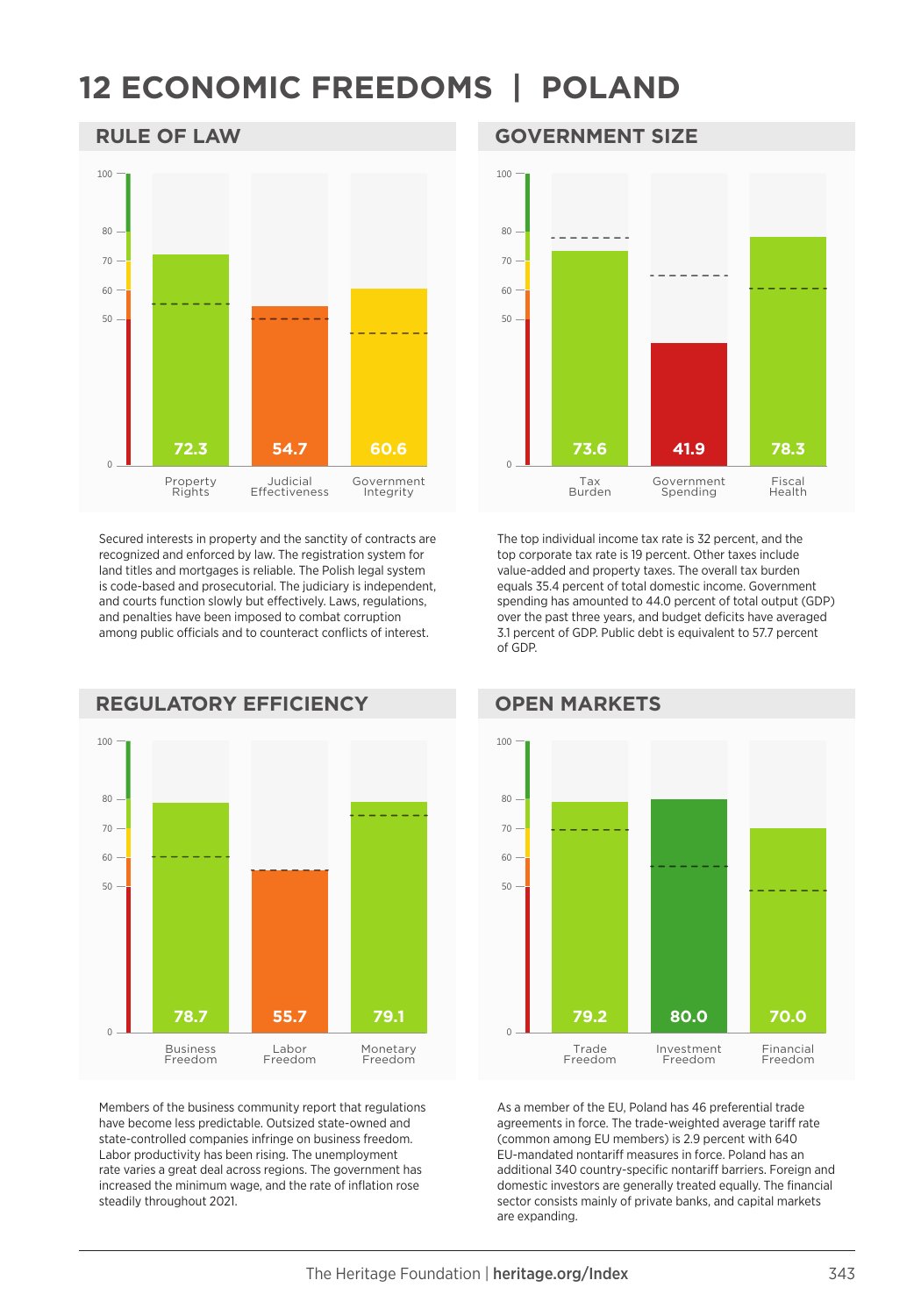# 12 ECONOMIC FREEDOMS | POLAND

## RULE OF LAW

100
80
70
60
50
0

72.3
Property Rights

54.7
Judicial Effectiveness

60.6
Government Integrity

Secured interests in property and the sanctity of contracts are recognized and enforced by law. The registration system for land titles and mortgages is reliable. The Polish legal system is code-based and prosecutorial. The judiciary is independent, and courts function slowly but effectively. Laws, regulations, and penalties have been imposed to combat corruption among public officials and to counteract conflicts of interest.

## GOVERNMENT SIZE

100
80
70
60
50
0

73.6
Tax Burden

41.9
Government Spending

78.3
Fiscal Health

The top individual income tax rate is 32 percent, and the top corporate tax rate is 19 percent. Other taxes include value-added and property taxes. The overall tax burden equals 35.4 percent of total domestic income. Government spending has amounted to 44.0 percent of total output (GDP) over the past three years, and budget deficits have averaged 3.1 percent of GDP. Public debt is equivalent to 57.7 percent of GDP.

## REGULATORY EFFICIENCY

100
80
70
60
50
0

78.7
Business Freedom

55.7
Labor Freedom

79.1
Monetary Freedom

Members of the business community report that regulations have become less predictable. Outsized state-owned and state-controlled companies infringe on business freedom. Labor productivity has been rising. The unemployment rate varies a great deal across regions. The government has increased the minimum wage, and the rate of inflation rose steadily throughout 2021.

## OPEN MARKETS

100
80
70
60
50
0

79.2
Trade Freedom

80.0
Investment Freedom

70.0
Financial Freedom

As a member of the EU, Poland has 46 preferential trade agreements in force. The trade-weighted average tariff rate (common among EU members) is 2.9 percent with 640 EU-mandated nontariff measures in force. Poland has an additional 340 country-specific nontariff barriers. Foreign and domestic investors are generally treated equally. The financial sector consists mainly of private banks, and capital markets are expanding.